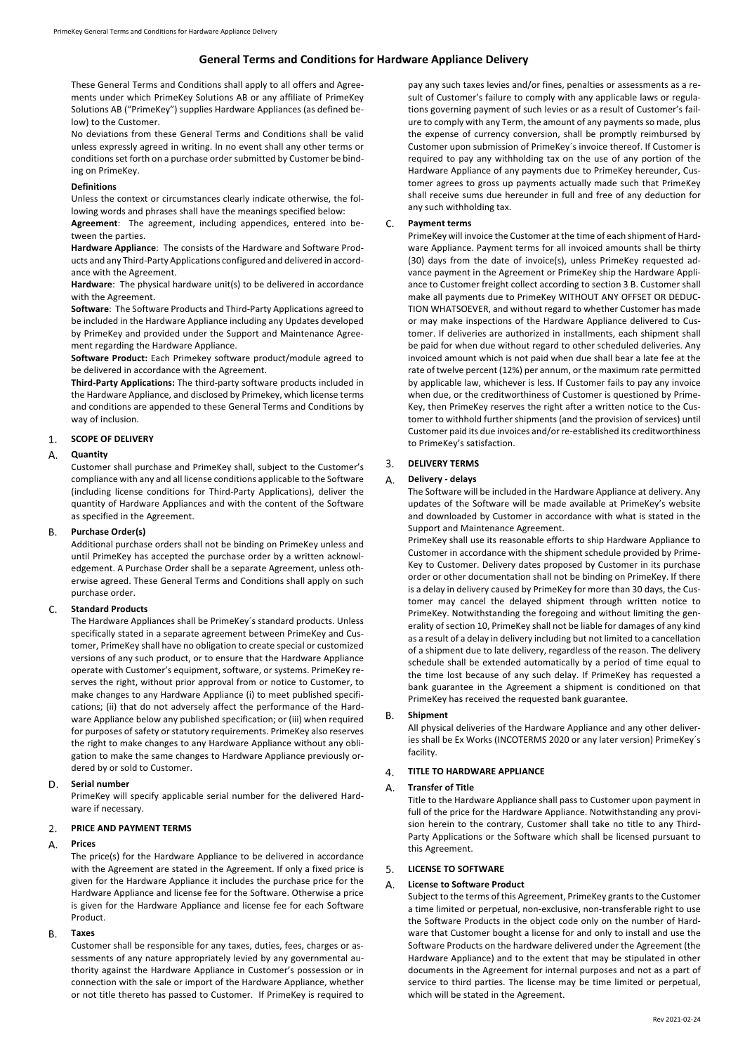# General Terms and Conditions for Hardware Appliance Delivery

These General Terms and Conditions shall apply to all offers and Agreements under which PrimeKey Solutions AB or any affiliate of PrimeKey Solutions AB ("PrimeKey") supplies Hardware Appliances (as defined below) to the Customer.

No deviations from these General Terms and Conditions shall be valid unless expressly agreed in writing. In no event shall any other terms or conditions set forth on a purchase order submitted by Customer be binding on PrimeKey.

**Definitions**

Unless the context or circumstances clearly indicate otherwise, the following words and phrases shall have the meanings specified below:

**Agreement**: The agreement, including appendices, entered into between the parties.

**Hardware Appliance**: The consists of the Hardware and Software Products and any Third-Party Applications configured and delivered in accordance with the Agreement.

**Hardware**: The physical hardware unit(s) to be delivered in accordance with the Agreement.

**Software**: The Software Products and Third-Party Applications agreed to be included in the Hardware Appliance including any Updates developed by PrimeKey and provided under the Support and Maintenance Agreement regarding the Hardware Appliance.

**Software Product:** Each Primekey software product/module agreed to be delivered in accordance with the Agreement.

**Third-Party Applications:** The third-party software products included in the Hardware Appliance, and disclosed by Primekey, which license terms and conditions are appended to these General Terms and Conditions by way of inclusion.

## 1. SCOPE OF DELIVERY

### A. Quantity

Customer shall purchase and PrimeKey shall, subject to the Customer's compliance with any and all license conditions applicable to the Software (including license conditions for Third-Party Applications), deliver the quantity of Hardware Appliances and with the content of the Software as specified in the Agreement.

### B. Purchase Order(s)

Additional purchase orders shall not be binding on PrimeKey unless and until PrimeKey has accepted the purchase order by a written acknowledgement. A Purchase Order shall be a separate Agreement, unless otherwise agreed. These General Terms and Conditions shall apply on such purchase order.

### C. Standard Products

The Hardware Appliances shall be PrimeKey´s standard products. Unless specifically stated in a separate agreement between PrimeKey and Customer, PrimeKey shall have no obligation to create special or customized versions of any such product, or to ensure that the Hardware Appliance operate with Customer's equipment, software, or systems. PrimeKey reserves the right, without prior approval from or notice to Customer, to make changes to any Hardware Appliance (i) to meet published specifications; (ii) that do not adversely affect the performance of the Hardware Appliance below any published specification; or (iii) when required for purposes of safety or statutory requirements. PrimeKey also reserves the right to make changes to any Hardware Appliance without any obligation to make the same changes to Hardware Appliance previously ordered by or sold to Customer.

### D. Serial number

PrimeKey will specify applicable serial number for the delivered Hardware if necessary.

## 2. PRICE AND PAYMENT TERMS

### A. Prices

The price(s) for the Hardware Appliance to be delivered in accordance with the Agreement are stated in the Agreement. If only a fixed price is given for the Hardware Appliance it includes the purchase price for the Hardware Appliance and license fee for the Software. Otherwise a price is given for the Hardware Appliance and license fee for each Software Product.

### B. Taxes

Customer shall be responsible for any taxes, duties, fees, charges or assessments of any nature appropriately levied by any governmental authority against the Hardware Appliance in Customer's possession or in connection with the sale or import of the Hardware Appliance, whether or not title thereto has passed to Customer. If PrimeKey is required to pay any such taxes levies and/or fines, penalties or assessments as a result of Customer's failure to comply with any applicable laws or regulations governing payment of such levies or as a result of Customer's failure to comply with any Term, the amount of any payments so made, plus the expense of currency conversion, shall be promptly reimbursed by Customer upon submission of PrimeKey´s invoice thereof. If Customer is required to pay any withholding tax on the use of any portion of the Hardware Appliance of any payments due to PrimeKey hereunder, Customer agrees to gross up payments actually made such that PrimeKey shall receive sums due hereunder in full and free of any deduction for any such withholding tax.

### C. Payment terms

PrimeKey will invoice the Customer at the time of each shipment of Hardware Appliance. Payment terms for all invoiced amounts shall be thirty (30) days from the date of invoice(s), unless PrimeKey requested advance payment in the Agreement or PrimeKey ship the Hardware Appliance to Customer freight collect according to section 3 B. Customer shall make all payments due to PrimeKey WITHOUT ANY OFFSET OR DEDUCTION WHATSOEVER, and without regard to whether Customer has made or may make inspections of the Hardware Appliance delivered to Customer. If deliveries are authorized in installments, each shipment shall be paid for when due without regard to other scheduled deliveries. Any invoiced amount which is not paid when due shall bear a late fee at the rate of twelve percent (12%) per annum, or the maximum rate permitted by applicable law, whichever is less. If Customer fails to pay any invoice when due, or the creditworthiness of Customer is questioned by PrimeKey, then PrimeKey reserves the right after a written notice to the Customer to withhold further shipments (and the provision of services) until Customer paid its due invoices and/or re-established its creditworthiness to PrimeKey's satisfaction.

## 3. DELIVERY TERMS

### A. Delivery - delays

The Software will be included in the Hardware Appliance at delivery. Any updates of the Software will be made available at PrimeKey's website and downloaded by Customer in accordance with what is stated in the Support and Maintenance Agreement.

PrimeKey shall use its reasonable efforts to ship Hardware Appliance to Customer in accordance with the shipment schedule provided by PrimeKey to Customer. Delivery dates proposed by Customer in its purchase order or other documentation shall not be binding on PrimeKey. If there is a delay in delivery caused by PrimeKey for more than 30 days, the Customer may cancel the delayed shipment through written notice to PrimeKey. Notwithstanding the foregoing and without limiting the generality of section 10, PrimeKey shall not be liable for damages of any kind as a result of a delay in delivery including but not limited to a cancellation of a shipment due to late delivery, regardless of the reason. The delivery schedule shall be extended automatically by a period of time equal to the time lost because of any such delay. If PrimeKey has requested a bank guarantee in the Agreement a shipment is conditioned on that PrimeKey has received the requested bank guarantee.

### B. Shipment

All physical deliveries of the Hardware Appliance and any other deliveries shall be Ex Works (INCOTERMS 2020 or any later version) PrimeKey´s facility.

## 4. TITLE TO HARDWARE APPLIANCE

### A. Transfer of Title

Title to the Hardware Appliance shall pass to Customer upon payment in full of the price for the Hardware Appliance. Notwithstanding any provision herein to the contrary, Customer shall take no title to any Third-Party Applications or the Software which shall be licensed pursuant to this Agreement.

## 5. LICENSE TO SOFTWARE

### A. License to Software Product

Subject to the terms of this Agreement, PrimeKey grants to the Customer a time limited or perpetual, non-exclusive, non-transferable right to use the Software Products in the object code only on the number of Hardware that Customer bought a license for and only to install and use the Software Products on the hardware delivered under the Agreement (the Hardware Appliance) and to the extent that may be stipulated in other documents in the Agreement for internal purposes and not as a part of service to third parties. The license may be time limited or perpetual, which will be stated in the Agreement.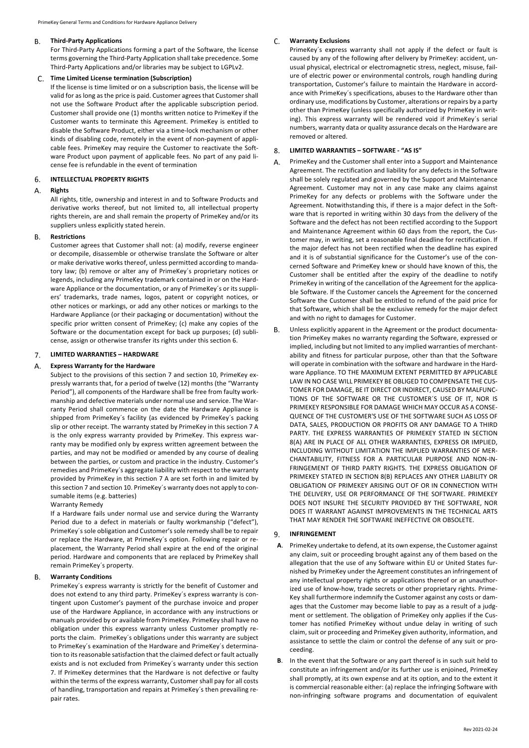### B. Third-Party Applications

For Third-Party Applications forming a part of the Software, the license terms governing the Third-Party Application shall take precedence. Some Third-Party Applications and/or libraries may be subject to LGPLv2.

### C. Time Limited License termination (Subscription)

If the license is time limited or on a subscription basis, the license will be valid for as long as the price is paid. Customer agrees that Customer shall not use the Software Product after the applicable subscription period. Customer shall provide one (1) months written notice to PrimeKey if the Customer wants to terminate this Agreement. PrimeKey is entitled to disable the Software Product, either via a time-lock mechanism or other kinds of disabling code, remotely in the event of non-payment of applicable fees. PrimeKey may require the Customer to reactivate the Software Product upon payment of applicable fees. No part of any paid license fee is refundable in the event of termination

## 6. INTELLECTUAL PROPERTY RIGHTS

### A. Rights

All rights, title, ownership and interest in and to Software Products and derivative works thereof, but not limited to, all intellectual property rights therein, are and shall remain the property of PrimeKey and/or its suppliers unless explicitly stated herein.

### B. Restrictions

Customer agrees that Customer shall not: (a) modify, reverse engineer or decompile, disassemble or otherwise translate the Software or alter or make derivative works thereof, unless permitted according to mandatory law; (b) remove or alter any of PrimeKey´s proprietary notices or legends, including any PrimeKey trademark contained in or on the Hardware Appliance or the documentation, or any of PrimeKey´s or its suppliers' trademarks, trade names, logos, patent or copyright notices, or other notices or markings, or add any other notices or markings to the Hardware Appliance (or their packaging or documentation) without the specific prior written consent of PrimeKey; (c) make any copies of the Software or the documentation except for back up purposes; (d) sublicense, assign or otherwise transfer its rights under this section 6.

## 7. LIMITED WARRANTIES – HARDWARE

### A. Express Warranty for the Hardware

Subject to the provisions of this section 7 and section 10, PrimeKey expressly warrants that, for a period of twelve (12) months (the "Warranty Period"), all components of the Hardware shall be free from faulty workmanship and defective materials under normal use and service. The Warranty Period shall commence on the date the Hardware Appliance is shipped from PrimeKey´s facility (as evidenced by PrimeKey´s packing slip or other receipt. The warranty stated by PrimeKey in this section 7 A is the only express warranty provided by PrimeKey. This express warranty may be modified only by express written agreement between the parties, and may not be modified or amended by any course of dealing between the parties, or custom and practice in the industry. Customer's remedies and PrimeKey´s aggregate liability with respect to the warranty provided by PrimeKey in this section 7 A are set forth in and limited by this section 7 and section 10. PrimeKey´s warranty does not apply to consumable items (e.g. batteries)

Warranty Remedy

If a Hardware fails under normal use and service during the Warranty Period due to a defect in materials or faulty workmanship ("defect"), PrimeKey´s sole obligation and Customer's sole remedy shall be to repair or replace the Hardware, at PrimeKey´s option. Following repair or replacement, the Warranty Period shall expire at the end of the original period. Hardware and components that are replaced by PrimeKey shall remain PrimeKey´s property.

### B. Warranty Conditions

PrimeKey´s express warranty is strictly for the benefit of Customer and does not extend to any third party. PrimeKey´s express warranty is contingent upon Customer's payment of the purchase invoice and proper use of the Hardware Appliance, in accordance with any instructions or manuals provided by or available from PrimeKey. PrimeKey shall have no obligation under this express warranty unless Customer promptly reports the claim. PrimeKey´s obligations under this warranty are subject to PrimeKey´s examination of the Hardware and PrimeKey´s determination to its reasonable satisfaction that the claimed defect or fault actually exists and is not excluded from PrimeKey´s warranty under this section 7. If PrimeKey determines that the Hardware is not defective or faulty within the terms of the express warranty, Customer shall pay for all costs of handling, transportation and repairs at PrimeKey´s then prevailing repair rates.

### C. Warranty Exclusions

PrimeKey´s express warranty shall not apply if the defect or fault is caused by any of the following after delivery by PrimeKey: accident, unusual physical, electrical or electromagnetic stress, neglect, misuse, failure of electric power or environmental controls, rough handling during transportation, Customer's failure to maintain the Hardware in accordance with PrimeKey´s specifications, abuses to the Hardware other than ordinary use, modifications by Customer, alterations or repairs by a party other than PrimeKey (unless specifically authorized by PrimeKey in writing). This express warranty will be rendered void if PrimeKey´s serial numbers, warranty data or quality assurance decals on the Hardware are removed or altered.

## 8. LIMITED WARRANTIES – SOFTWARE - "AS IS"

A. PrimeKey and the Customer shall enter into a Support and Maintenance Agreement. The rectification and liability for any defects in the Software shall be solely regulated and governed by the Support and Maintenance Agreement. Customer may not in any case make any claims against PrimeKey for any defects or problems with the Software under the Agreement. Notwithstanding this, if there is a major defect in the Software that is reported in writing within 30 days from the delivery of the Software and the defect has not been rectified according to the Support and Maintenance Agreement within 60 days from the report, the Customer may, in writing, set a reasonable final deadline for rectification. If the major defect has not been rectified when the deadline has expired and it is of substantial significance for the Customer's use of the concerned Software and PrimeKey knew or should have known of this, the Customer shall be entitled after the expiry of the deadline to notify PrimeKey in writing of the cancellation of the Agreement for the applicable Software. If the Customer cancels the Agreement for the concerned Software the Customer shall be entitled to refund of the paid price for that Software, which shall be the exclusive remedy for the major defect and with no right to damages for Customer.

B. Unless explicitly apparent in the Agreement or the product documentation PrimeKey makes no warranty regarding the Software, expressed or implied, including but not limited to any implied warranties of merchantability and fitness for particular purpose, other than that the Software will operate in combination with the software and hardware in the Hardware Appliance. TO THE MAXIMUM EXTENT PERMITTED BY APPLICABLE LAW IN NO CASE WILL PRIMEKEY BE OBLIGED TO COMPENSATE THE CUSTOMER FOR DAMAGE, BE IT DIRECT OR INDIRECT, CAUSED BY MALFUNCTIONS OF THE SOFTWARE OR THE CUSTOMER´S USE OF IT, NOR IS PRIMEKEY RESPONSIBLE FOR DAMAGE WHICH MAY OCCUR AS A CONSEQUENCE OF THE CUSTOMER'S USE OF THE SOFTWARE SUCH AS LOSS OF DATA, SALES, PRODUCTION OR PROFITS OR ANY DAMAGE TO A THIRD PARTY. THE EXPRESS WARRANTIES OF PRIMEKEY STATED IN SECTION 8(A) ARE IN PLACE OF ALL OTHER WARRANTIES, EXPRESS OR IMPLIED, INCLUDING WITHOUT LIMITATION THE IMPLIED WARRANTIES OF MERCHANTABILITY, FITNESS FOR A PARTICULAR PURPOSE AND NON-INFRINGEMENT OF THIRD PARTY RIGHTS. THE EXPRESS OBLIGATION OF PRIMEKEY STATED IN SECTION 8(B) REPLACES ANY OTHER LIABILITY OR OBLIGATION OF PRIMEKEY ARISING OUT OF OR IN CONNECTION WITH THE DELIVERY, USE OR PERFORMANCE OF THE SOFTWARE. PRIMEKEY DOES NOT INSURE THE SECURITY PROVIDED BY THE SOFTWARE, NOR DOES IT WARRANT AGAINST IMPROVEMENTS IN THE TECHNICAL ARTS THAT MAY RENDER THE SOFTWARE INEFFECTIVE OR OBSOLETE.

## 9. INFRINGEMENT

**A**. PrimeKey undertake to defend, at its own expense, the Customer against any claim, suit or proceeding brought against any of them based on the allegation that the use of any Software within EU or United States furnished by PrimeKey under the Agreement constitutes an infringement of any intellectual property rights or applications thereof or an unauthorized use of know-how, trade secrets or other proprietary rights. PrimeKey shall furthermore indemnify the Customer against any costs or damages that the Customer may become liable to pay as a result of a judgment or settlement. The obligation of PrimeKey only applies if the Customer has notified PrimeKey without undue delay in writing of such claim, suit or proceeding and PrimeKey given authority, information, and assistance to settle the claim or control the defense of any suit or proceeding.

**B**. In the event that the Software or any part thereof is in such suit held to constitute an infringement and/or its further use is enjoined, PrimeKey shall promptly, at its own expense and at its option, and to the extent it is commercial reasonable either: (a) replace the infringing Software with non-infringing software programs and documentation of equivalent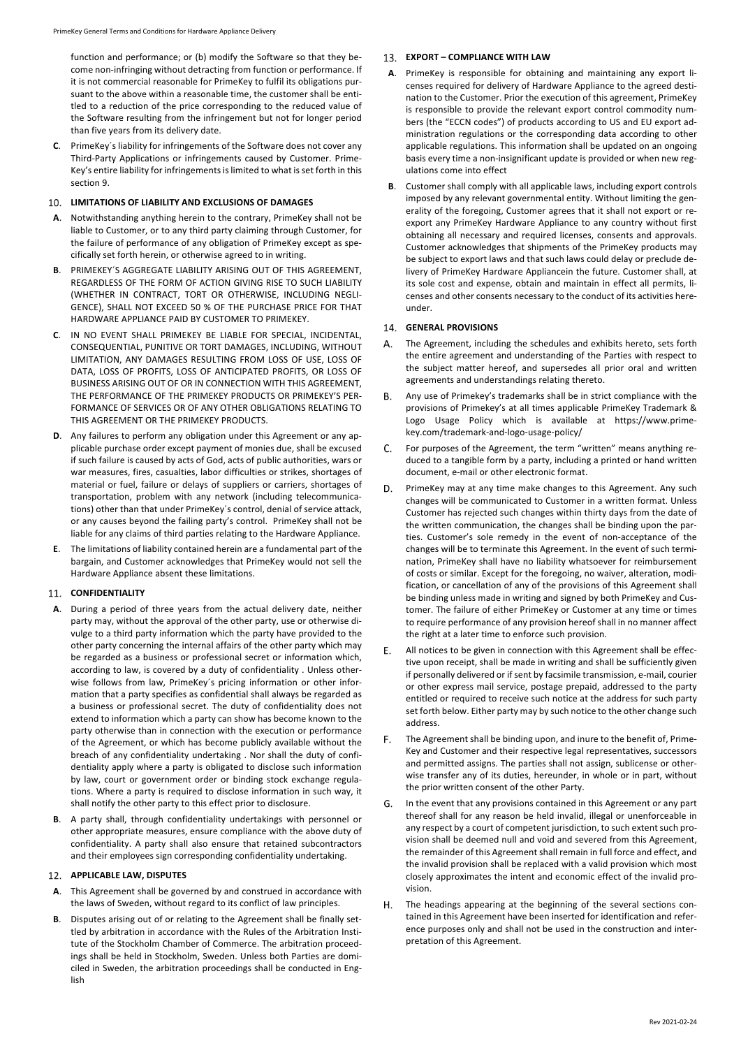function and performance; or (b) modify the Software so that they become non-infringing without detracting from function or performance. If it is not commercial reasonable for PrimeKey to fulfil its obligations pursuant to the above within a reasonable time, the customer shall be entitled to a reduction of the price corresponding to the reduced value of the Software resulting from the infringement but not for longer period than five years from its delivery date.

**C**. PrimeKey´s liability for infringements of the Software does not cover any Third-Party Applications or infringements caused by Customer. PrimeKey's entire liability for infringements is limited to what is set forth in this section 9.

## 10. LIMITATIONS OF LIABILITY AND EXCLUSIONS OF DAMAGES

**A**. Notwithstanding anything herein to the contrary, PrimeKey shall not be liable to Customer, or to any third party claiming through Customer, for the failure of performance of any obligation of PrimeKey except as specifically set forth herein, or otherwise agreed to in writing.

**B**. PRIMEKEY´S AGGREGATE LIABILITY ARISING OUT OF THIS AGREEMENT, REGARDLESS OF THE FORM OF ACTION GIVING RISE TO SUCH LIABILITY (WHETHER IN CONTRACT, TORT OR OTHERWISE, INCLUDING NEGLIGENCE), SHALL NOT EXCEED 50 % OF THE PURCHASE PRICE FOR THAT HARDWARE APPLIANCE PAID BY CUSTOMER TO PRIMEKEY.

**C**. IN NO EVENT SHALL PRIMEKEY BE LIABLE FOR SPECIAL, INCIDENTAL, CONSEQUENTIAL, PUNITIVE OR TORT DAMAGES, INCLUDING, WITHOUT LIMITATION, ANY DAMAGES RESULTING FROM LOSS OF USE, LOSS OF DATA, LOSS OF PROFITS, LOSS OF ANTICIPATED PROFITS, OR LOSS OF BUSINESS ARISING OUT OF OR IN CONNECTION WITH THIS AGREEMENT, THE PERFORMANCE OF THE PRIMEKEY PRODUCTS OR PRIMEKEY'S PERFORMANCE OF SERVICES OR OF ANY OTHER OBLIGATIONS RELATING TO THIS AGREEMENT OR THE PRIMEKEY PRODUCTS.

**D**. Any failures to perform any obligation under this Agreement or any applicable purchase order except payment of monies due, shall be excused if such failure is caused by acts of God, acts of public authorities, wars or war measures, fires, casualties, labor difficulties or strikes, shortages of material or fuel, failure or delays of suppliers or carriers, shortages of transportation, problem with any network (including telecommunications) other than that under PrimeKey´s control, denial of service attack, or any causes beyond the failing party's control. PrimeKey shall not be liable for any claims of third parties relating to the Hardware Appliance.

**E**. The limitations of liability contained herein are a fundamental part of the bargain, and Customer acknowledges that PrimeKey would not sell the Hardware Appliance absent these limitations.

## 11. CONFIDENTIALITY

**A**. During a period of three years from the actual delivery date, neither party may, without the approval of the other party, use or otherwise divulge to a third party information which the party have provided to the other party concerning the internal affairs of the other party which may be regarded as a business or professional secret or information which, according to law, is covered by a duty of confidentiality . Unless otherwise follows from law, PrimeKey´s pricing information or other information that a party specifies as confidential shall always be regarded as a business or professional secret. The duty of confidentiality does not extend to information which a party can show has become known to the party otherwise than in connection with the execution or performance of the Agreement, or which has become publicly available without the breach of any confidentiality undertaking . Nor shall the duty of confidentiality apply where a party is obligated to disclose such information by law, court or government order or binding stock exchange regulations. Where a party is required to disclose information in such way, it shall notify the other party to this effect prior to disclosure.

**B**. A party shall, through confidentiality undertakings with personnel or other appropriate measures, ensure compliance with the above duty of confidentiality. A party shall also ensure that retained subcontractors and their employees sign corresponding confidentiality undertaking.

## 12. APPLICABLE LAW, DISPUTES

**A**. This Agreement shall be governed by and construed in accordance with the laws of Sweden, without regard to its conflict of law principles.

**B**. Disputes arising out of or relating to the Agreement shall be finally settled by arbitration in accordance with the Rules of the Arbitration Institute of the Stockholm Chamber of Commerce. The arbitration proceedings shall be held in Stockholm, Sweden. Unless both Parties are domiciled in Sweden, the arbitration proceedings shall be conducted in English

## 13. EXPORT – COMPLIANCE WITH LAW

**A**. PrimeKey is responsible for obtaining and maintaining any export licenses required for delivery of Hardware Appliance to the agreed destination to the Customer. Prior the execution of this agreement, PrimeKey is responsible to provide the relevant export control commodity numbers (the "ECCN codes") of products according to US and EU export administration regulations or the corresponding data according to other applicable regulations. This information shall be updated on an ongoing basis every time a non-insignificant update is provided or when new regulations come into effect

**B**. Customer shall comply with all applicable laws, including export controls imposed by any relevant governmental entity. Without limiting the generality of the foregoing, Customer agrees that it shall not export or re-export any PrimeKey Hardware Appliance to any country without first obtaining all necessary and required licenses, consents and approvals. Customer acknowledges that shipments of the PrimeKey products may be subject to export laws and that such laws could delay or preclude delivery of PrimeKey Hardware Appliancein the future. Customer shall, at its sole cost and expense, obtain and maintain in effect all permits, licenses and other consents necessary to the conduct of its activities hereunder.

## 14. GENERAL PROVISIONS

A. The Agreement, including the schedules and exhibits hereto, sets forth the entire agreement and understanding of the Parties with respect to the subject matter hereof, and supersedes all prior oral and written agreements and understandings relating thereto.

B. Any use of Primekey's trademarks shall be in strict compliance with the provisions of Primekey's at all times applicable PrimeKey Trademark & Logo Usage Policy which is available at https://www.primekey.com/trademark-and-logo-usage-policy/

C. For purposes of the Agreement, the term "written" means anything reduced to a tangible form by a party, including a printed or hand written document, e-mail or other electronic format.

D. PrimeKey may at any time make changes to this Agreement. Any such changes will be communicated to Customer in a written format. Unless Customer has rejected such changes within thirty days from the date of the written communication, the changes shall be binding upon the parties. Customer's sole remedy in the event of non-acceptance of the changes will be to terminate this Agreement. In the event of such termination, PrimeKey shall have no liability whatsoever for reimbursement of costs or similar. Except for the foregoing, no waiver, alteration, modification, or cancellation of any of the provisions of this Agreement shall be binding unless made in writing and signed by both PrimeKey and Customer. The failure of either PrimeKey or Customer at any time or times to require performance of any provision hereof shall in no manner affect the right at a later time to enforce such provision.

E. All notices to be given in connection with this Agreement shall be effective upon receipt, shall be made in writing and shall be sufficiently given if personally delivered or if sent by facsimile transmission, e-mail, courier or other express mail service, postage prepaid, addressed to the party entitled or required to receive such notice at the address for such party set forth below. Either party may by such notice to the other change such address.

F. The Agreement shall be binding upon, and inure to the benefit of, PrimeKey and Customer and their respective legal representatives, successors and permitted assigns. The parties shall not assign, sublicense or otherwise transfer any of its duties, hereunder, in whole or in part, without the prior written consent of the other Party.

G. In the event that any provisions contained in this Agreement or any part thereof shall for any reason be held invalid, illegal or unenforceable in any respect by a court of competent jurisdiction, to such extent such provision shall be deemed null and void and severed from this Agreement, the remainder of this Agreement shall remain in full force and effect, and the invalid provision shall be replaced with a valid provision which most closely approximates the intent and economic effect of the invalid provision.

H. The headings appearing at the beginning of the several sections contained in this Agreement have been inserted for identification and reference purposes only and shall not be used in the construction and interpretation of this Agreement.

Rev 2021-02-24